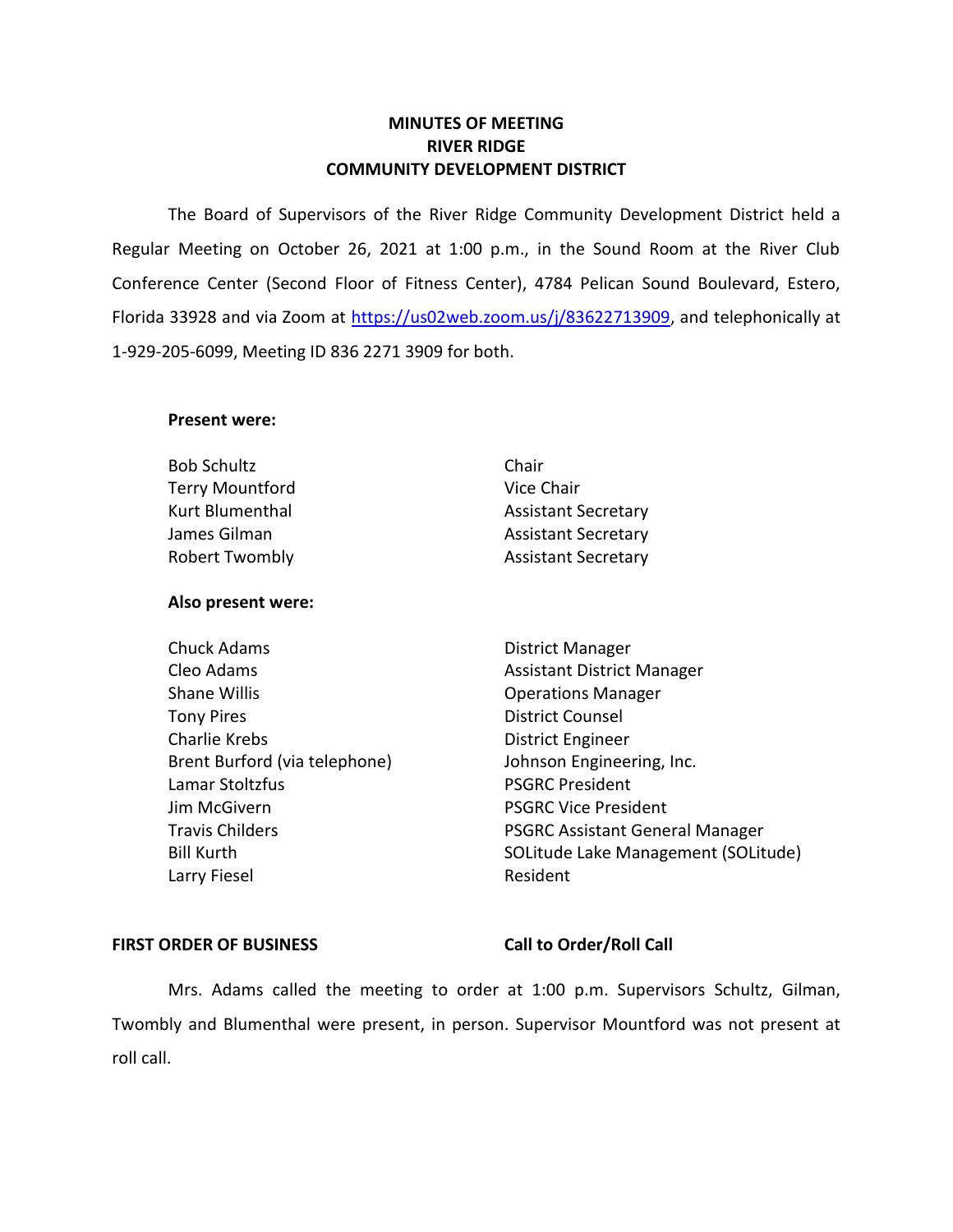**MINUTES OF MEETING**
**RIVER RIDGE**
**COMMUNITY DEVELOPMENT DISTRICT**

The Board of Supervisors of the River Ridge Community Development District held a Regular Meeting on October 26, 2021 at 1:00 p.m., in the Sound Room at the River Club Conference Center (Second Floor of Fitness Center), 4784 Pelican Sound Boulevard, Estero, Florida 33928 and via Zoom at [https://us02web.zoom.us/j/83622713909](https://us02web.zoom.us/j/83622713909), and telephonically at 1-929-205-6099, Meeting ID 836 2271 3909 for both.

**Present were:**

| | |
|---|---|
| Bob Schultz | Chair |
| Terry Mountford | Vice Chair |
| Kurt Blumenthal | Assistant Secretary |
| James Gilman | Assistant Secretary |
| Robert Twombly | Assistant Secretary |

**Also present were:**

| | |
|---|---|
| Chuck Adams | District Manager |
| Cleo Adams | Assistant District Manager |
| Shane Willis | Operations Manager |
| Tony Pires | District Counsel |
| Charlie Krebs | District Engineer |
| Brent Burford (via telephone) | Johnson Engineering, Inc. |
| Lamar Stoltzfus | PSGRC President |
| Jim McGivern | PSGRC Vice President |
| Travis Childers | PSGRC Assistant General Manager |
| Bill Kurth | SOLitude Lake Management (SOLitude) |
| Larry Fiesel | Resident |

**FIRST ORDER OF BUSINESS** **Call to Order/Roll Call**

Mrs. Adams called the meeting to order at 1:00 p.m. Supervisors Schultz, Gilman, Twombly and Blumenthal were present, in person. Supervisor Mountford was not present at roll call.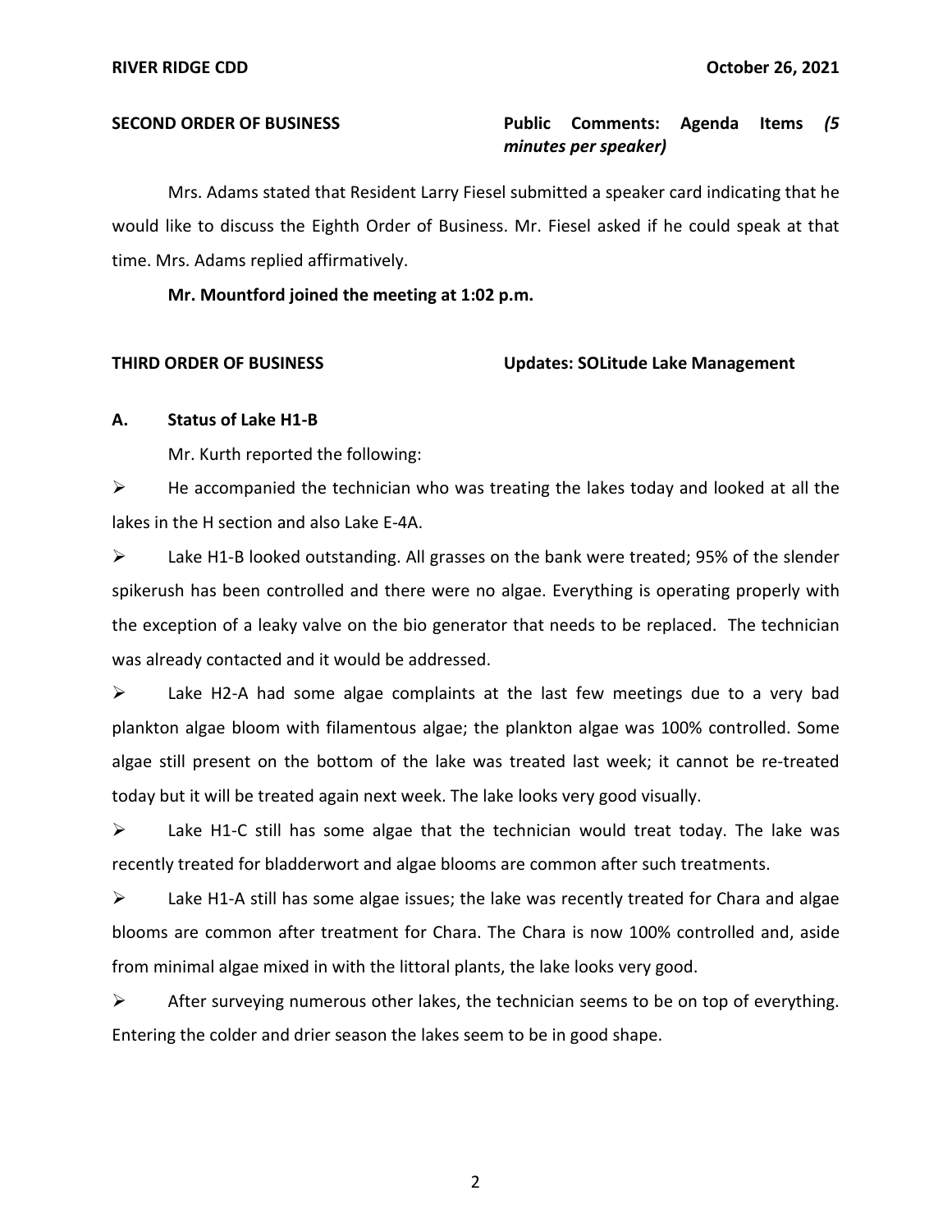**SECOND ORDER OF BUSINESS** **Public Comments: Agenda Items *(5 minutes per speaker)***

Mrs. Adams stated that Resident Larry Fiesel submitted a speaker card indicating that he would like to discuss the Eighth Order of Business. Mr. Fiesel asked if he could speak at that time. Mrs. Adams replied affirmatively.

**Mr. Mountford joined the meeting at 1:02 p.m.**

**THIRD ORDER OF BUSINESS** **Updates: SOLitude Lake Management**

**A. Status of Lake H1-B**

Mr. Kurth reported the following:

- He accompanied the technician who was treating the lakes today and looked at all the lakes in the H section and also Lake E-4A.
- Lake H1-B looked outstanding. All grasses on the bank were treated; 95% of the slender spikerush has been controlled and there were no algae. Everything is operating properly with the exception of a leaky valve on the bio generator that needs to be replaced. The technician was already contacted and it would be addressed.
- Lake H2-A had some algae complaints at the last few meetings due to a very bad plankton algae bloom with filamentous algae; the plankton algae was 100% controlled. Some algae still present on the bottom of the lake was treated last week; it cannot be re-treated today but it will be treated again next week. The lake looks very good visually.
- Lake H1-C still has some algae that the technician would treat today. The lake was recently treated for bladderwort and algae blooms are common after such treatments.
- Lake H1-A still has some algae issues; the lake was recently treated for Chara and algae blooms are common after treatment for Chara. The Chara is now 100% controlled and, aside from minimal algae mixed in with the littoral plants, the lake looks very good.
- After surveying numerous other lakes, the technician seems to be on top of everything. Entering the colder and drier season the lakes seem to be in good shape.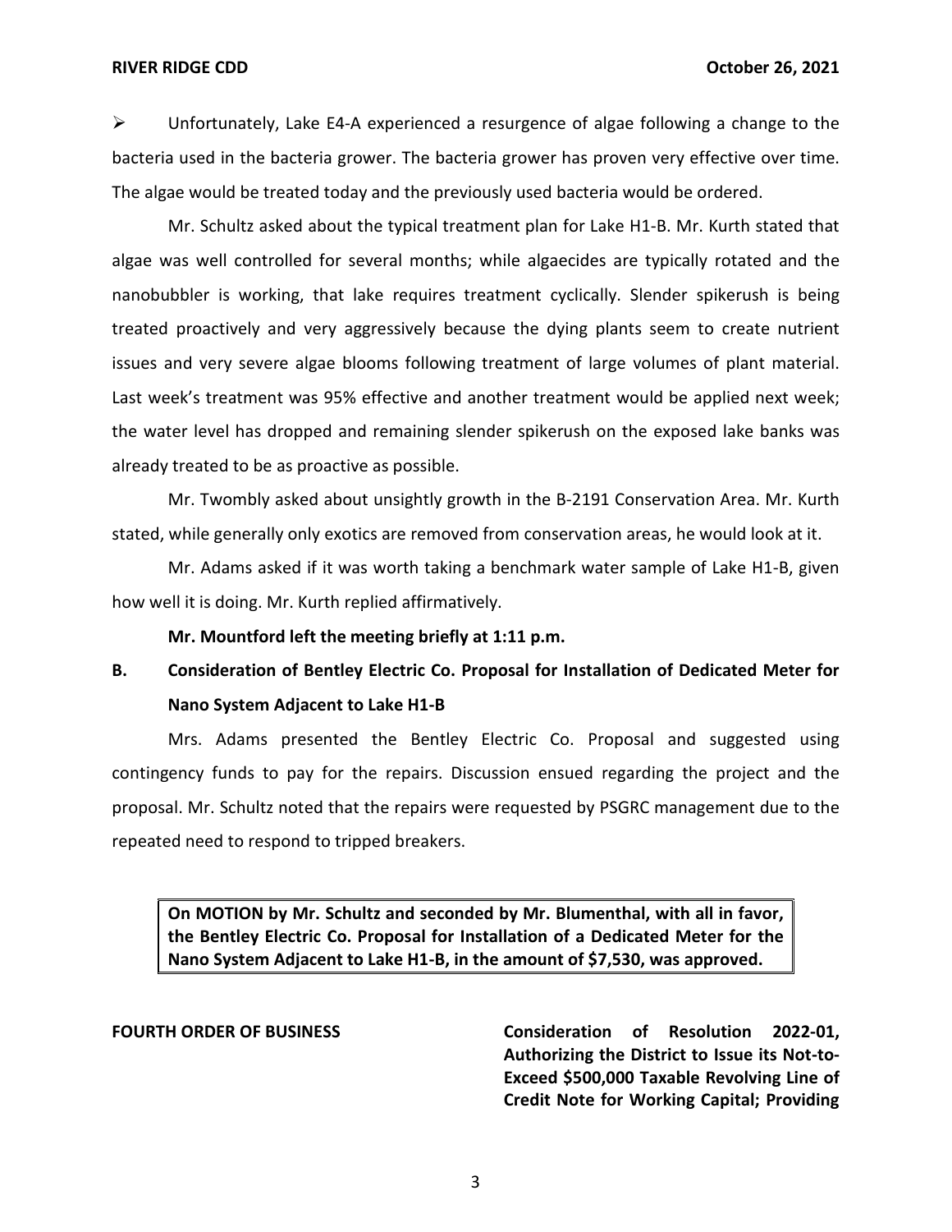- Unfortunately, Lake E4-A experienced a resurgence of algae following a change to the bacteria used in the bacteria grower. The bacteria grower has proven very effective over time. The algae would be treated today and the previously used bacteria would be ordered.

Mr. Schultz asked about the typical treatment plan for Lake H1-B. Mr. Kurth stated that algae was well controlled for several months; while algaecides are typically rotated and the nanobubbler is working, that lake requires treatment cyclically. Slender spikerush is being treated proactively and very aggressively because the dying plants seem to create nutrient issues and very severe algae blooms following treatment of large volumes of plant material. Last week's treatment was 95% effective and another treatment would be applied next week; the water level has dropped and remaining slender spikerush on the exposed lake banks was already treated to be as proactive as possible.

Mr. Twombly asked about unsightly growth in the B-2191 Conservation Area. Mr. Kurth stated, while generally only exotics are removed from conservation areas, he would look at it.

Mr. Adams asked if it was worth taking a benchmark water sample of Lake H1-B, given how well it is doing. Mr. Kurth replied affirmatively.

**Mr. Mountford left the meeting briefly at 1:11 p.m.**

**B. Consideration of Bentley Electric Co. Proposal for Installation of Dedicated Meter for Nano System Adjacent to Lake H1-B**

Mrs. Adams presented the Bentley Electric Co. Proposal and suggested using contingency funds to pay for the repairs. Discussion ensued regarding the project and the proposal. Mr. Schultz noted that the repairs were requested by PSGRC management due to the repeated need to respond to tripped breakers.

**On MOTION by Mr. Schultz and seconded by Mr. Blumenthal, with all in favor, the Bentley Electric Co. Proposal for Installation of a Dedicated Meter for the Nano System Adjacent to Lake H1-B, in the amount of $7,530, was approved.**

**FOURTH ORDER OF BUSINESS** **Consideration of Resolution 2022-01, Authorizing the District to Issue its Not-to-Exceed $500,000 Taxable Revolving Line of Credit Note for Working Capital; Providing**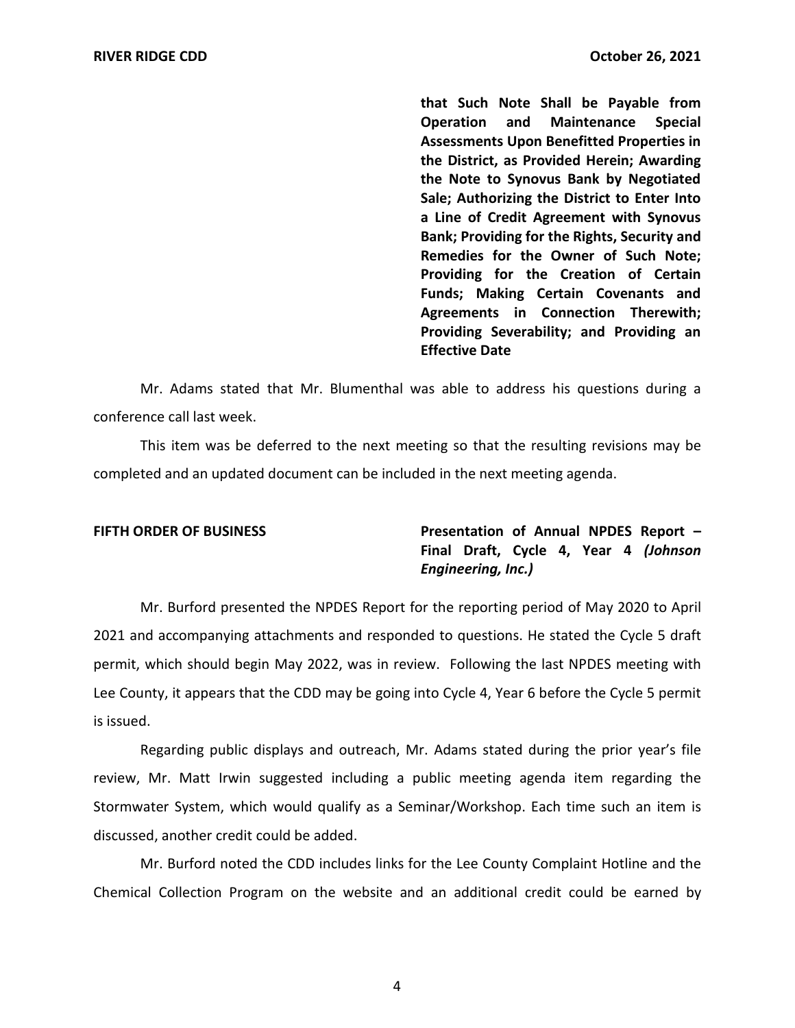**that Such Note Shall be Payable from Operation and Maintenance Special Assessments Upon Benefitted Properties in the District, as Provided Herein; Awarding the Note to Synovus Bank by Negotiated Sale; Authorizing the District to Enter Into a Line of Credit Agreement with Synovus Bank; Providing for the Rights, Security and Remedies for the Owner of Such Note; Providing for the Creation of Certain Funds; Making Certain Covenants and Agreements in Connection Therewith; Providing Severability; and Providing an Effective Date**

Mr. Adams stated that Mr. Blumenthal was able to address his questions during a conference call last week.

This item was be deferred to the next meeting so that the resulting revisions may be completed and an updated document can be included in the next meeting agenda.

**FIFTH ORDER OF BUSINESS** **Presentation of Annual NPDES Report – Final Draft, Cycle 4, Year 4 *(Johnson Engineering, Inc.)***

Mr. Burford presented the NPDES Report for the reporting period of May 2020 to April 2021 and accompanying attachments and responded to questions. He stated the Cycle 5 draft permit, which should begin May 2022, was in review. Following the last NPDES meeting with Lee County, it appears that the CDD may be going into Cycle 4, Year 6 before the Cycle 5 permit is issued.

Regarding public displays and outreach, Mr. Adams stated during the prior year's file review, Mr. Matt Irwin suggested including a public meeting agenda item regarding the Stormwater System, which would qualify as a Seminar/Workshop. Each time such an item is discussed, another credit could be added.

Mr. Burford noted the CDD includes links for the Lee County Complaint Hotline and the Chemical Collection Program on the website and an additional credit could be earned by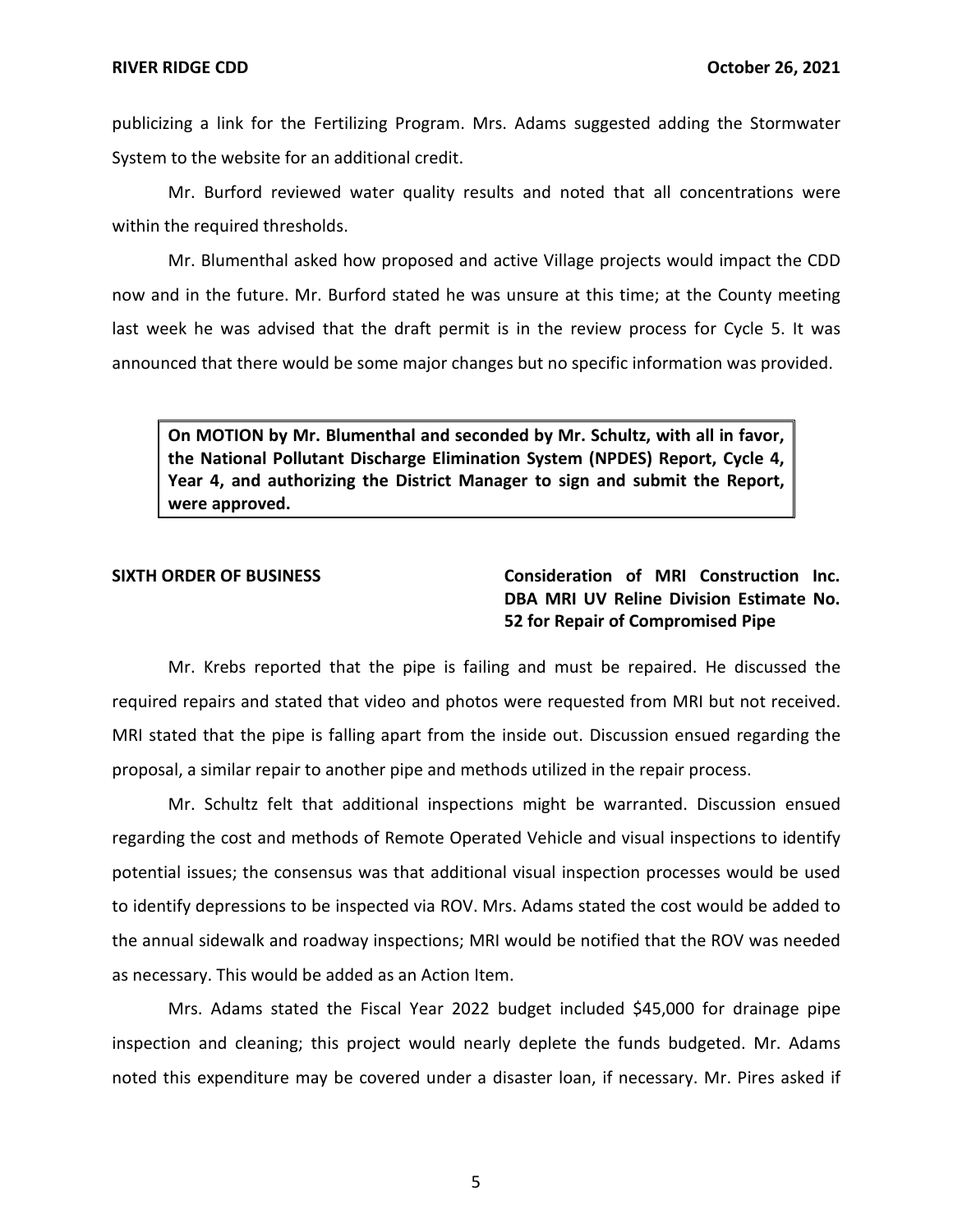publicizing a link for the Fertilizing Program. Mrs. Adams suggested adding the Stormwater System to the website for an additional credit.

Mr. Burford reviewed water quality results and noted that all concentrations were within the required thresholds.

Mr. Blumenthal asked how proposed and active Village projects would impact the CDD now and in the future. Mr. Burford stated he was unsure at this time; at the County meeting last week he was advised that the draft permit is in the review process for Cycle 5. It was announced that there would be some major changes but no specific information was provided.

> **On MOTION by Mr. Blumenthal and seconded by Mr. Schultz, with all in favor, the National Pollutant Discharge Elimination System (NPDES) Report, Cycle 4, Year 4, and authorizing the District Manager to sign and submit the Report, were approved.**

**SIXTH ORDER OF BUSINESS** **Consideration of MRI Construction Inc. DBA MRI UV Reline Division Estimate No. 52 for Repair of Compromised Pipe**

Mr. Krebs reported that the pipe is failing and must be repaired. He discussed the required repairs and stated that video and photos were requested from MRI but not received. MRI stated that the pipe is falling apart from the inside out. Discussion ensued regarding the proposal, a similar repair to another pipe and methods utilized in the repair process.

Mr. Schultz felt that additional inspections might be warranted. Discussion ensued regarding the cost and methods of Remote Operated Vehicle and visual inspections to identify potential issues; the consensus was that additional visual inspection processes would be used to identify depressions to be inspected via ROV. Mrs. Adams stated the cost would be added to the annual sidewalk and roadway inspections; MRI would be notified that the ROV was needed as necessary. This would be added as an Action Item.

Mrs. Adams stated the Fiscal Year 2022 budget included $45,000 for drainage pipe inspection and cleaning; this project would nearly deplete the funds budgeted. Mr. Adams noted this expenditure may be covered under a disaster loan, if necessary. Mr. Pires asked if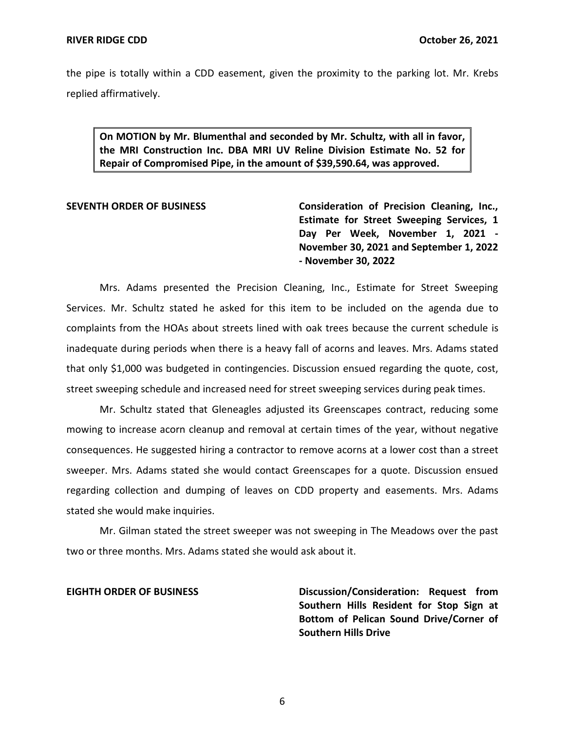the pipe is totally within a CDD easement, given the proximity to the parking lot. Mr. Krebs replied affirmatively.

> **On MOTION by Mr. Blumenthal and seconded by Mr. Schultz, with all in favor, the MRI Construction Inc. DBA MRI UV Reline Division Estimate No. 52 for Repair of Compromised Pipe, in the amount of $39,590.64, was approved.**

**SEVENTH ORDER OF BUSINESS** — **Consideration of Precision Cleaning, Inc., Estimate for Street Sweeping Services, 1 Day Per Week, November 1, 2021 - November 30, 2021 and September 1, 2022 - November 30, 2022**

Mrs. Adams presented the Precision Cleaning, Inc., Estimate for Street Sweeping Services. Mr. Schultz stated he asked for this item to be included on the agenda due to complaints from the HOAs about streets lined with oak trees because the current schedule is inadequate during periods when there is a heavy fall of acorns and leaves. Mrs. Adams stated that only $1,000 was budgeted in contingencies. Discussion ensued regarding the quote, cost, street sweeping schedule and increased need for street sweeping services during peak times.

Mr. Schultz stated that Gleneagles adjusted its Greenscapes contract, reducing some mowing to increase acorn cleanup and removal at certain times of the year, without negative consequences. He suggested hiring a contractor to remove acorns at a lower cost than a street sweeper. Mrs. Adams stated she would contact Greenscapes for a quote. Discussion ensued regarding collection and dumping of leaves on CDD property and easements. Mrs. Adams stated she would make inquiries.

Mr. Gilman stated the street sweeper was not sweeping in The Meadows over the past two or three months. Mrs. Adams stated she would ask about it.

**EIGHTH ORDER OF BUSINESS** — **Discussion/Consideration: Request from Southern Hills Resident for Stop Sign at Bottom of Pelican Sound Drive/Corner of Southern Hills Drive**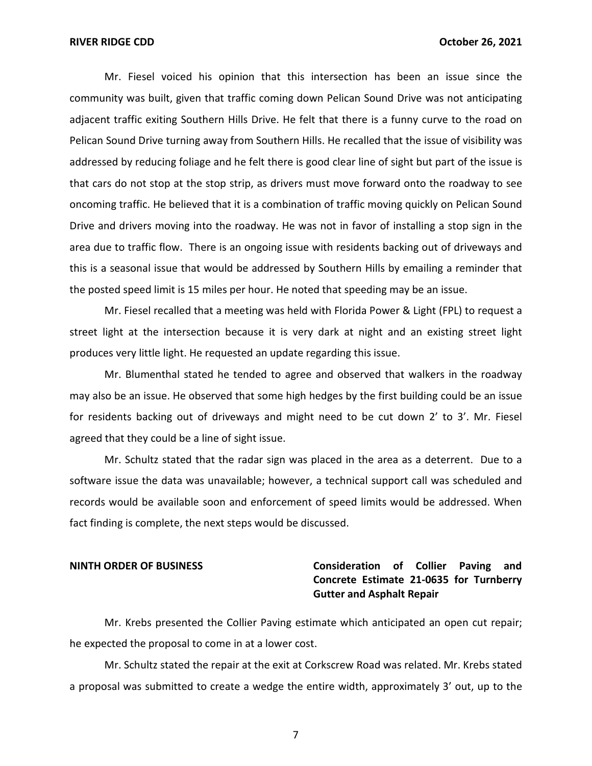Mr. Fiesel voiced his opinion that this intersection has been an issue since the community was built, given that traffic coming down Pelican Sound Drive was not anticipating adjacent traffic exiting Southern Hills Drive. He felt that there is a funny curve to the road on Pelican Sound Drive turning away from Southern Hills. He recalled that the issue of visibility was addressed by reducing foliage and he felt there is good clear line of sight but part of the issue is that cars do not stop at the stop strip, as drivers must move forward onto the roadway to see oncoming traffic. He believed that it is a combination of traffic moving quickly on Pelican Sound Drive and drivers moving into the roadway. He was not in favor of installing a stop sign in the area due to traffic flow. There is an ongoing issue with residents backing out of driveways and this is a seasonal issue that would be addressed by Southern Hills by emailing a reminder that the posted speed limit is 15 miles per hour. He noted that speeding may be an issue.

Mr. Fiesel recalled that a meeting was held with Florida Power & Light (FPL) to request a street light at the intersection because it is very dark at night and an existing street light produces very little light. He requested an update regarding this issue.

Mr. Blumenthal stated he tended to agree and observed that walkers in the roadway may also be an issue. He observed that some high hedges by the first building could be an issue for residents backing out of driveways and might need to be cut down 2' to 3'. Mr. Fiesel agreed that they could be a line of sight issue.

Mr. Schultz stated that the radar sign was placed in the area as a deterrent. Due to a software issue the data was unavailable; however, a technical support call was scheduled and records would be available soon and enforcement of speed limits would be addressed. When fact finding is complete, the next steps would be discussed.

**NINTH ORDER OF BUSINESS** **Consideration of Collier Paving and Concrete Estimate 21-0635 for Turnberry Gutter and Asphalt Repair**

Mr. Krebs presented the Collier Paving estimate which anticipated an open cut repair; he expected the proposal to come in at a lower cost.

Mr. Schultz stated the repair at the exit at Corkscrew Road was related. Mr. Krebs stated a proposal was submitted to create a wedge the entire width, approximately 3' out, up to the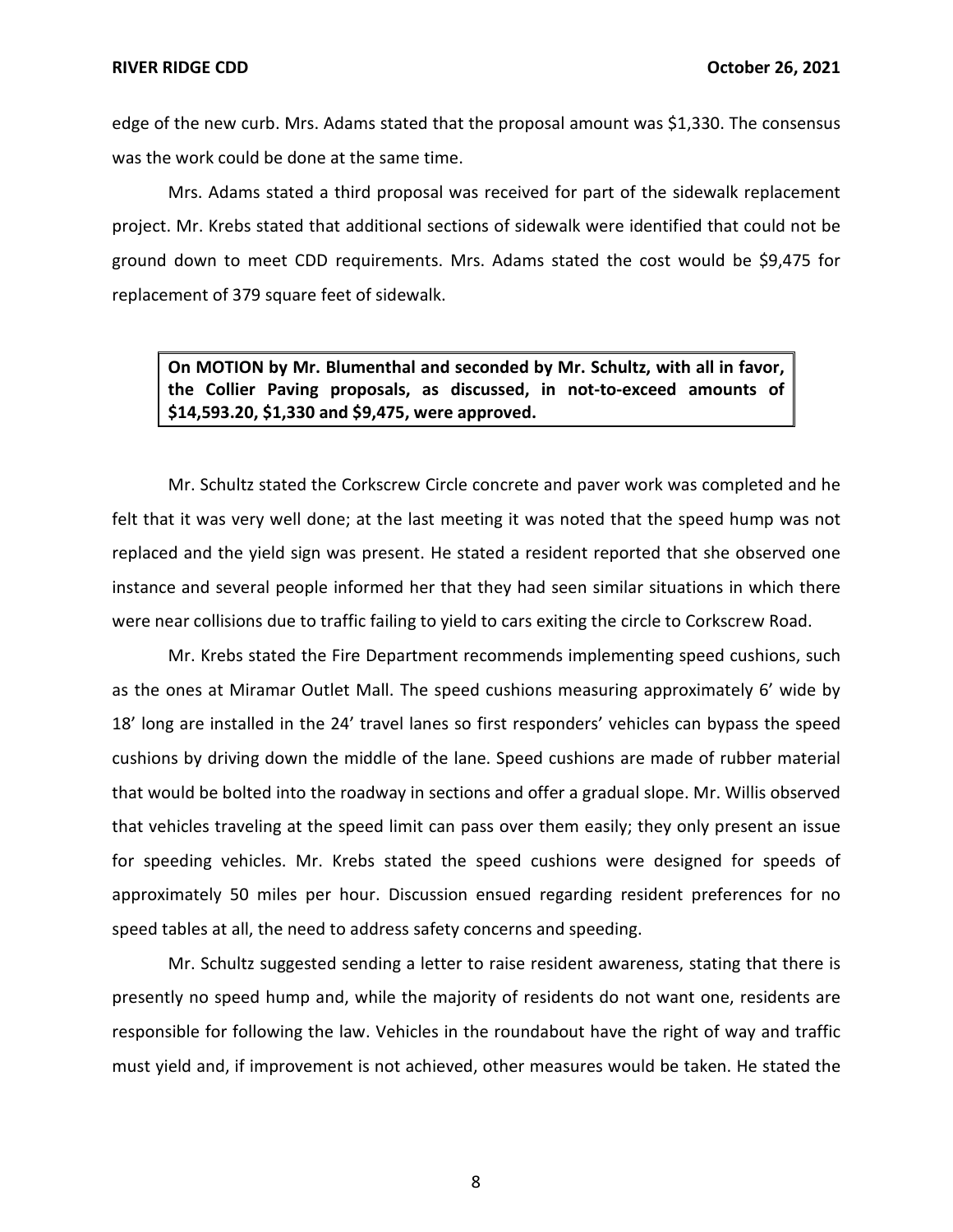edge of the new curb. Mrs. Adams stated that the proposal amount was $1,330. The consensus was the work could be done at the same time.

Mrs. Adams stated a third proposal was received for part of the sidewalk replacement project. Mr. Krebs stated that additional sections of sidewalk were identified that could not be ground down to meet CDD requirements. Mrs. Adams stated the cost would be $9,475 for replacement of 379 square feet of sidewalk.

> **On MOTION by Mr. Blumenthal and seconded by Mr. Schultz, with all in favor, the Collier Paving proposals, as discussed, in not-to-exceed amounts of $14,593.20, $1,330 and $9,475, were approved.**

Mr. Schultz stated the Corkscrew Circle concrete and paver work was completed and he felt that it was very well done; at the last meeting it was noted that the speed hump was not replaced and the yield sign was present. He stated a resident reported that she observed one instance and several people informed her that they had seen similar situations in which there were near collisions due to traffic failing to yield to cars exiting the circle to Corkscrew Road.

Mr. Krebs stated the Fire Department recommends implementing speed cushions, such as the ones at Miramar Outlet Mall. The speed cushions measuring approximately 6' wide by 18' long are installed in the 24' travel lanes so first responders' vehicles can bypass the speed cushions by driving down the middle of the lane. Speed cushions are made of rubber material that would be bolted into the roadway in sections and offer a gradual slope. Mr. Willis observed that vehicles traveling at the speed limit can pass over them easily; they only present an issue for speeding vehicles. Mr. Krebs stated the speed cushions were designed for speeds of approximately 50 miles per hour. Discussion ensued regarding resident preferences for no speed tables at all, the need to address safety concerns and speeding.

Mr. Schultz suggested sending a letter to raise resident awareness, stating that there is presently no speed hump and, while the majority of residents do not want one, residents are responsible for following the law. Vehicles in the roundabout have the right of way and traffic must yield and, if improvement is not achieved, other measures would be taken. He stated the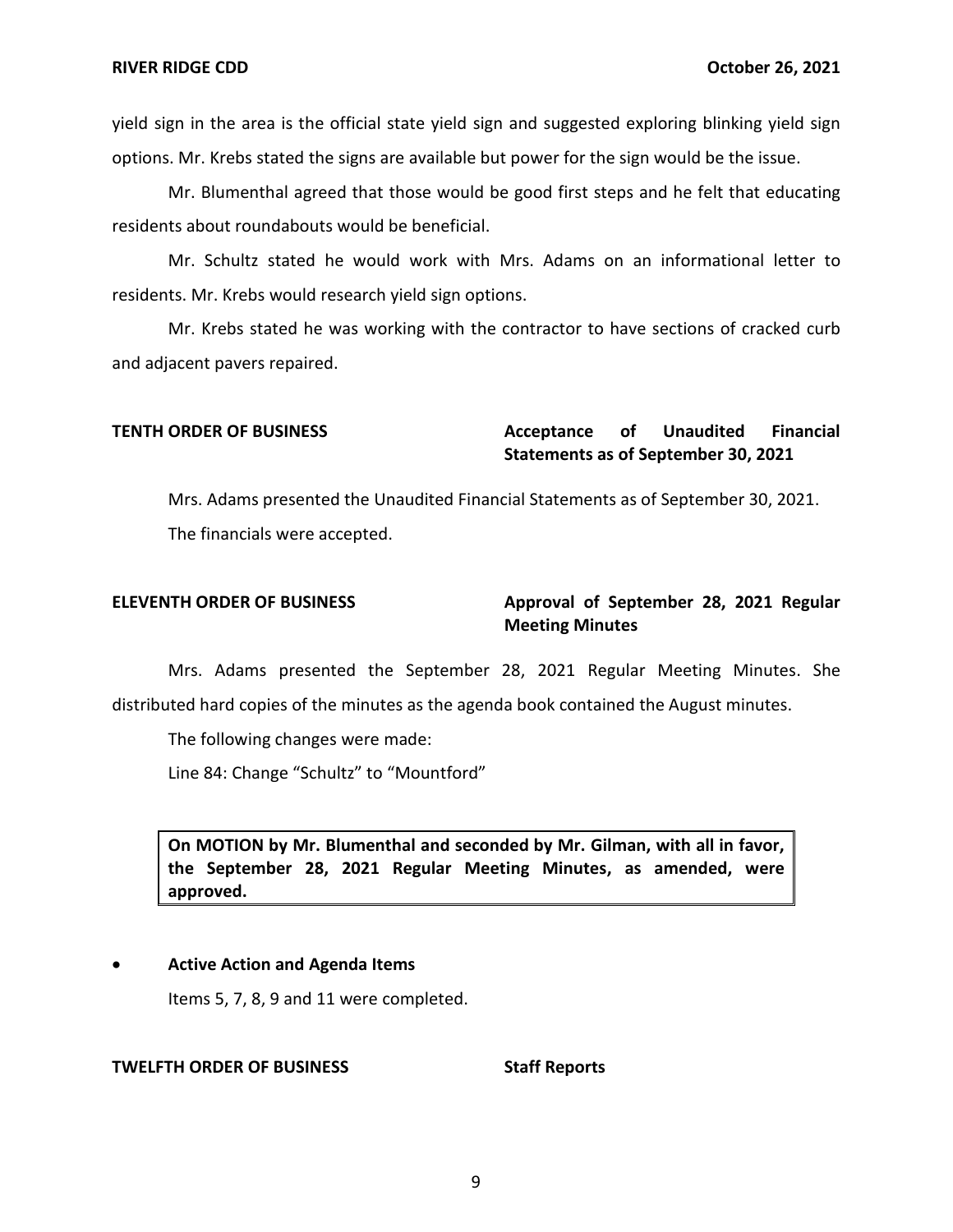yield sign in the area is the official state yield sign and suggested exploring blinking yield sign options. Mr. Krebs stated the signs are available but power for the sign would be the issue.

Mr. Blumenthal agreed that those would be good first steps and he felt that educating residents about roundabouts would be beneficial.

Mr. Schultz stated he would work with Mrs. Adams on an informational letter to residents. Mr. Krebs would research yield sign options.

Mr. Krebs stated he was working with the contractor to have sections of cracked curb and adjacent pavers repaired.

**TENTH ORDER OF BUSINESS** **Acceptance of Unaudited Financial Statements as of September 30, 2021**

Mrs. Adams presented the Unaudited Financial Statements as of September 30, 2021.

The financials were accepted.

**ELEVENTH ORDER OF BUSINESS** **Approval of September 28, 2021 Regular Meeting Minutes**

Mrs. Adams presented the September 28, 2021 Regular Meeting Minutes. She distributed hard copies of the minutes as the agenda book contained the August minutes.

The following changes were made:

Line 84: Change "Schultz" to "Mountford"

**On MOTION by Mr. Blumenthal and seconded by Mr. Gilman, with all in favor, the September 28, 2021 Regular Meeting Minutes, as amended, were approved.**

- **Active Action and Agenda Items**

  Items 5, 7, 8, 9 and 11 were completed.

**TWELFTH ORDER OF BUSINESS** **Staff Reports**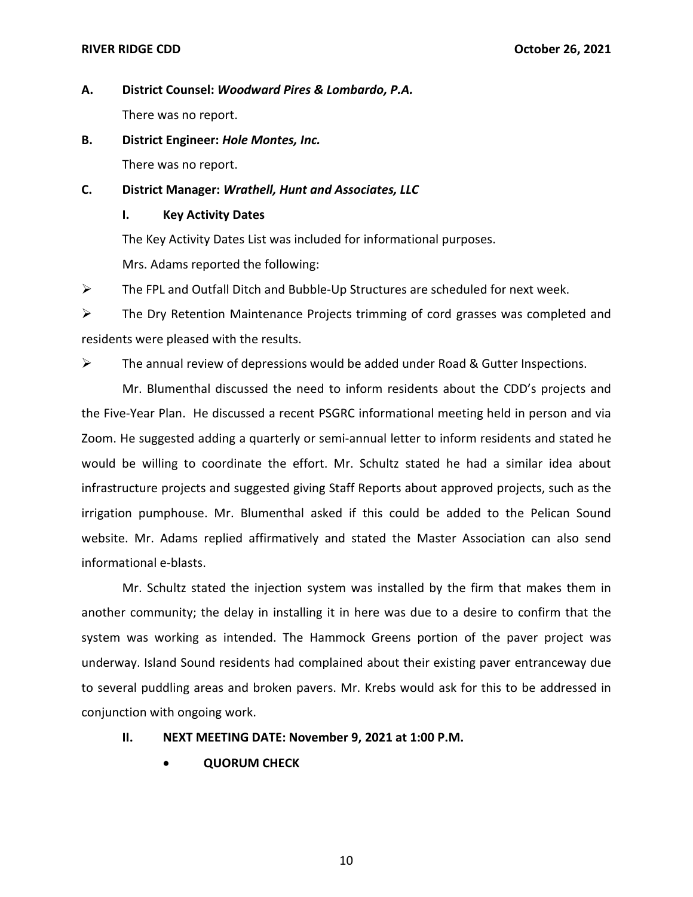**A. District Counsel: *Woodward Pires & Lombardo, P.A.***

There was no report.

**B. District Engineer: *Hole Montes, Inc.***

There was no report.

**C. District Manager: *Wrathell, Hunt and Associates, LLC***

**I. Key Activity Dates**

The Key Activity Dates List was included for informational purposes.

Mrs. Adams reported the following:

- The FPL and Outfall Ditch and Bubble-Up Structures are scheduled for next week.
- The Dry Retention Maintenance Projects trimming of cord grasses was completed and residents were pleased with the results.
- The annual review of depressions would be added under Road & Gutter Inspections.

Mr. Blumenthal discussed the need to inform residents about the CDD's projects and the Five-Year Plan. He discussed a recent PSGRC informational meeting held in person and via Zoom. He suggested adding a quarterly or semi-annual letter to inform residents and stated he would be willing to coordinate the effort. Mr. Schultz stated he had a similar idea about infrastructure projects and suggested giving Staff Reports about approved projects, such as the irrigation pumphouse. Mr. Blumenthal asked if this could be added to the Pelican Sound website. Mr. Adams replied affirmatively and stated the Master Association can also send informational e-blasts.

Mr. Schultz stated the injection system was installed by the firm that makes them in another community; the delay in installing it in here was due to a desire to confirm that the system was working as intended. The Hammock Greens portion of the paver project was underway. Island Sound residents had complained about their existing paver entranceway due to several puddling areas and broken pavers. Mr. Krebs would ask for this to be addressed in conjunction with ongoing work.

**II. NEXT MEETING DATE: November 9, 2021 at 1:00 P.M.**

- **QUORUM CHECK**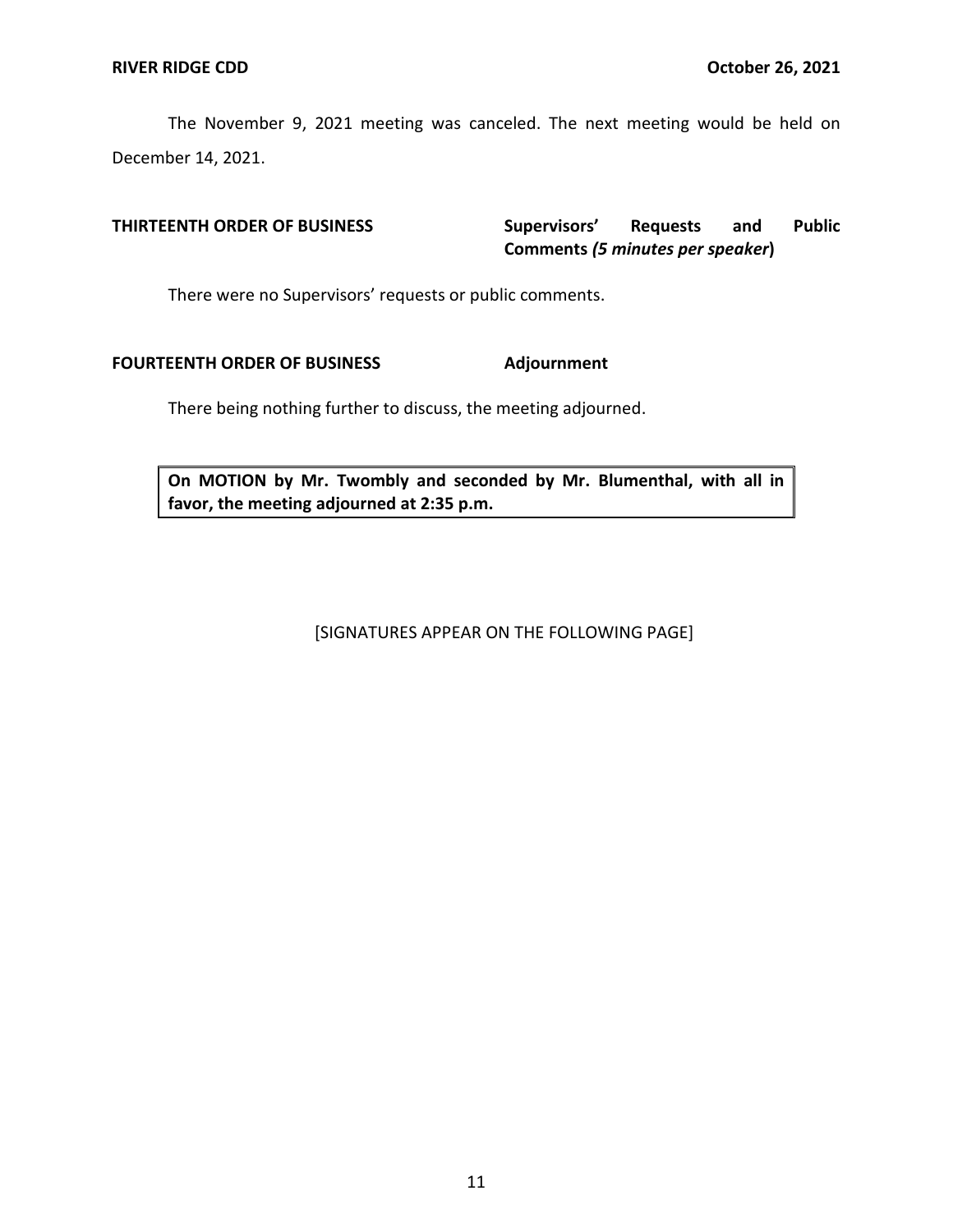The November 9, 2021 meeting was canceled. The next meeting would be held on December 14, 2021.

**THIRTEENTH ORDER OF BUSINESS** **Supervisors' Requests and Public Comments** ***(5 minutes per speaker)***

There were no Supervisors' requests or public comments.

**FOURTEENTH ORDER OF BUSINESS** **Adjournment**

There being nothing further to discuss, the meeting adjourned.

**On MOTION by Mr. Twombly and seconded by Mr. Blumenthal, with all in favor, the meeting adjourned at 2:35 p.m.**

[SIGNATURES APPEAR ON THE FOLLOWING PAGE]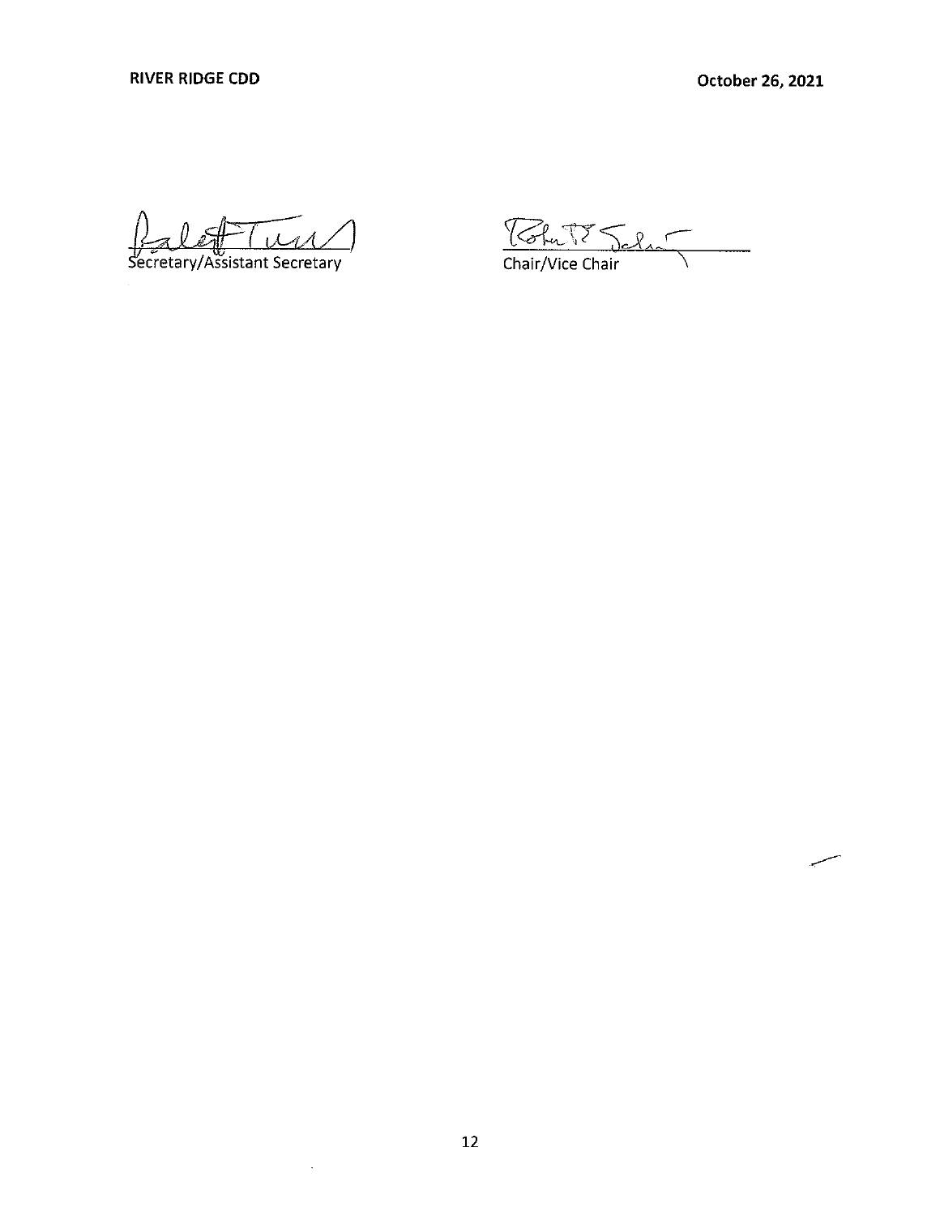Secretary/Assistant Secretary

Chair/Vice Chair